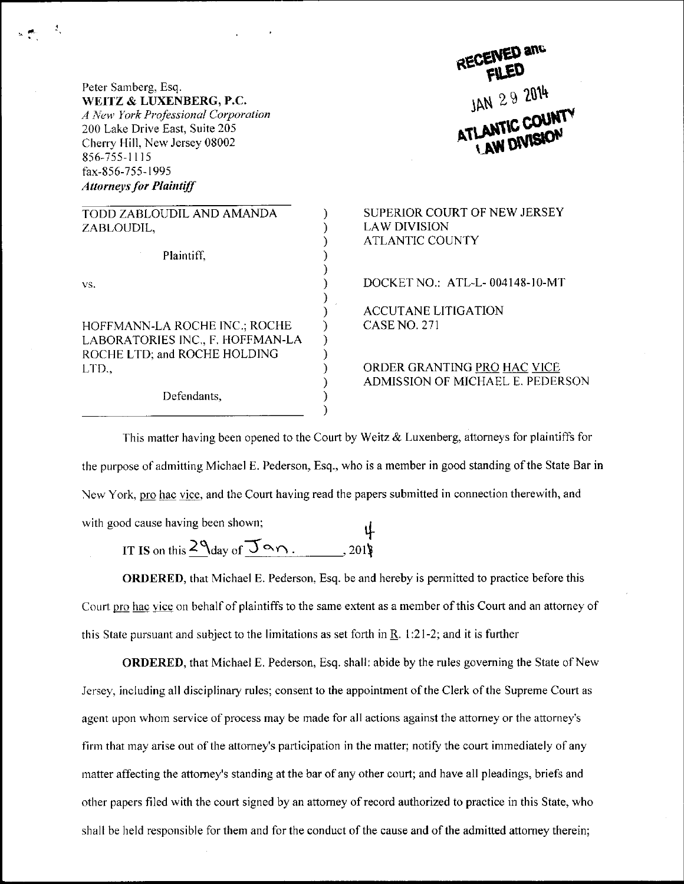Peter Samberg, Esq.
**WEITZ & LUXENBERG, P.C.**
*A New York Professional Corporation*
200 Lake Drive East, Suite 205
Cherry Hill, New Jersey 08002
856-755-1115
fax-856-755-1995
***Attorneys for Plaintiff***

RECEIVED and FILED
JAN 29 2014
ATLANTIC COUNTY
LAW DIVISION

| | |
|---|---|
| TODD ZABLOUDIL AND AMANDA ZABLOUDIL,<br><br>Plaintiff,<br><br>vs.<br><br>HOFFMANN-LA ROCHE INC.; ROCHE LABORATORIES INC., F. HOFFMAN-LA ROCHE LTD; and ROCHE HOLDING LTD.,<br><br>Defendants, | SUPERIOR COURT OF NEW JERSEY<br>LAW DIVISION<br>ATLANTIC COUNTY<br><br>DOCKET NO.: ATL-L- 004148-10-MT<br><br>ACCUTANE LITIGATION<br>CASE NO. 271<br><br>ORDER GRANTING PRO HAC VICE ADMISSION OF MICHAEL E. PEDERSON |

This matter having been opened to the Court by Weitz & Luxenberg, attorneys for plaintiffs for the purpose of admitting Michael E. Pederson, Esq., who is a member in good standing of the State Bar in New York, pro hac vice, and the Court having read the papers submitted in connection therewith, and with good cause having been shown;

IT IS on this 29 day of Jan., 2014

**ORDERED**, that Michael E. Pederson, Esq. be and hereby is permitted to practice before this Court pro hac vice on behalf of plaintiffs to the same extent as a member of this Court and an attorney of this State pursuant and subject to the limitations as set forth in R. 1:21-2; and it is further

**ORDERED**, that Michael E. Pederson, Esq. shall: abide by the rules governing the State of New Jersey, including all disciplinary rules; consent to the appointment of the Clerk of the Supreme Court as agent upon whom service of process may be made for all actions against the attorney or the attorney's firm that may arise out of the attorney's participation in the matter; notify the court immediately of any matter affecting the attorney's standing at the bar of any other court; and have all pleadings, briefs and other papers filed with the court signed by an attorney of record authorized to practice in this State, who shall be held responsible for them and for the conduct of the cause and of the admitted attorney therein;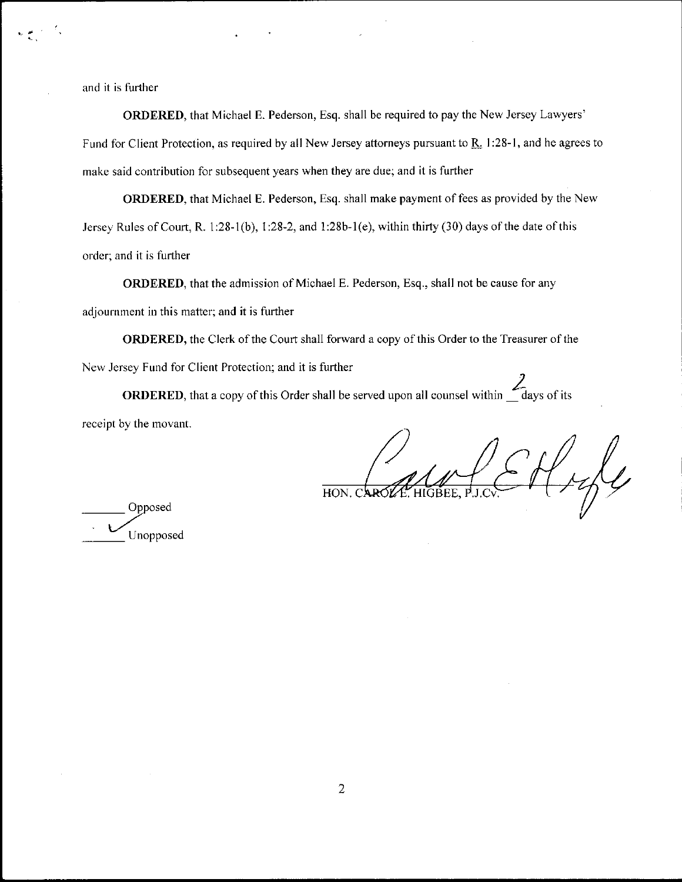and it is further

**ORDERED**, that Michael E. Pederson, Esq. shall be required to pay the New Jersey Lawyers' Fund for Client Protection, as required by all New Jersey attorneys pursuant to R. 1:28-1, and he agrees to make said contribution for subsequent years when they are due; and it is further

**ORDERED**, that Michael E. Pederson, Esq. shall make payment of fees as provided by the New Jersey Rules of Court, R. 1:28-1(b), 1:28-2, and 1:28b-1(e), within thirty (30) days of the date of this order; and it is further

**ORDERED**, that the admission of Michael E. Pederson, Esq., shall not be cause for any adjournment in this matter; and it is further

**ORDERED**, the Clerk of the Court shall forward a copy of this Order to the Treasurer of the New Jersey Fund for Client Protection; and it is further

**ORDERED**, that a copy of this Order shall be served upon all counsel within 7 days of its receipt by the movant.

HON. CAROL E. HIGBEE, P.J.Cv.

\_\_\_\_\_\_ Opposed

✓ Unopposed